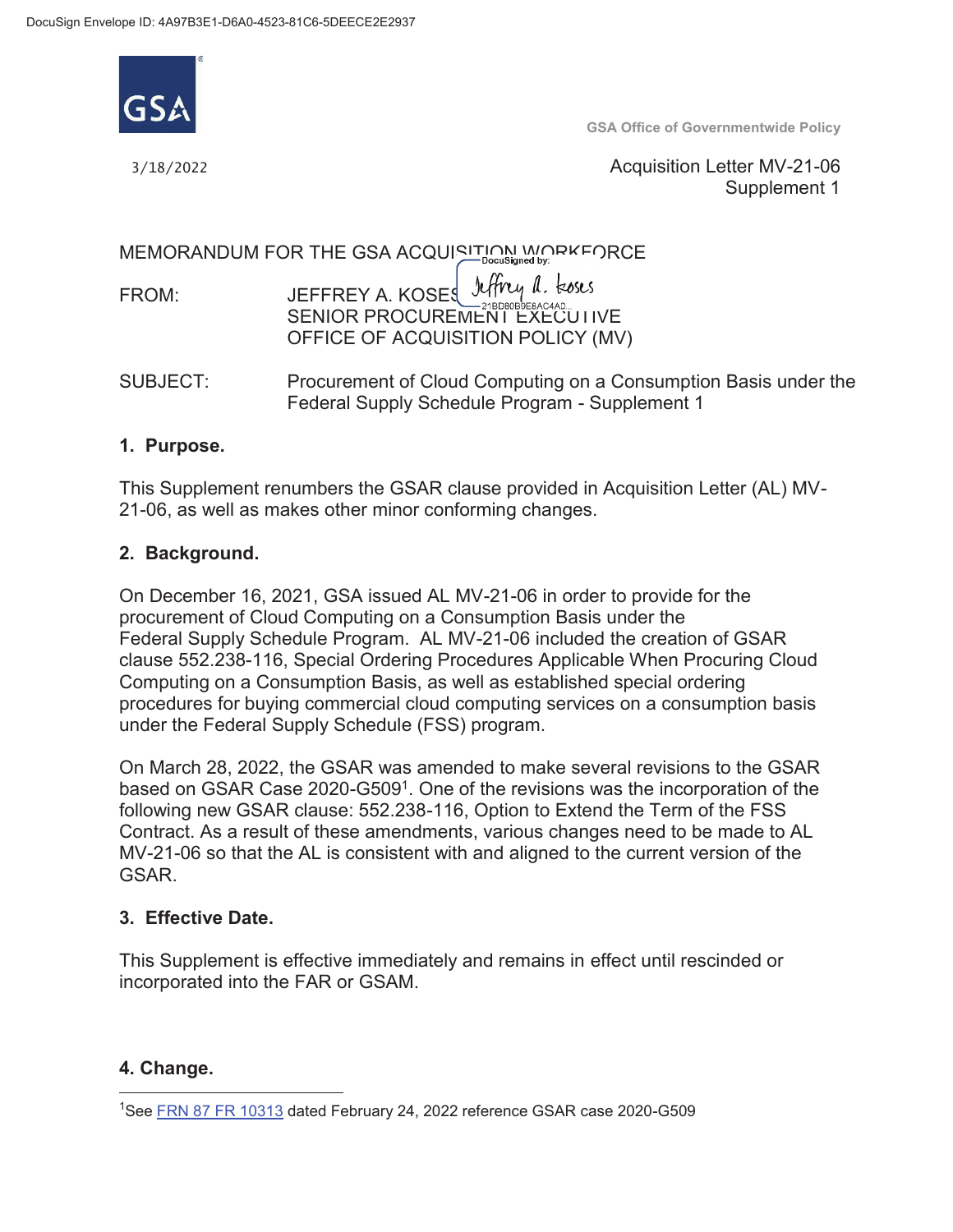DocuSign Envelope ID: 4A97B3E1-D6A0-4523-81C6-5DEECE2E2937

GSA Office of Governmentwide Policy

3/18/2022

Acquisition Letter MV-21-06
Supplement 1

MEMORANDUM FOR THE GSA ACQUISITION WORKFORCE

FROM: JEFFREY A. KOSES
SENIOR PROCUREMENT EXECUTIVE
OFFICE OF ACQUISITION POLICY (MV)

SUBJECT: Procurement of Cloud Computing on a Consumption Basis under the Federal Supply Schedule Program - Supplement 1

## 1. Purpose.

This Supplement renumbers the GSAR clause provided in Acquisition Letter (AL) MV-21-06, as well as makes other minor conforming changes.

## 2. Background.

On December 16, 2021, GSA issued AL MV-21-06 in order to provide for the procurement of Cloud Computing on a Consumption Basis under the Federal Supply Schedule Program. AL MV-21-06 included the creation of GSAR clause 552.238-116, Special Ordering Procedures Applicable When Procuring Cloud Computing on a Consumption Basis, as well as established special ordering procedures for buying commercial cloud computing services on a consumption basis under the Federal Supply Schedule (FSS) program.

On March 28, 2022, the GSAR was amended to make several revisions to the GSAR based on GSAR Case 2020-G509[1]. One of the revisions was the incorporation of the following new GSAR clause: 552.238-116, Option to Extend the Term of the FSS Contract. As a result of these amendments, various changes need to be made to AL MV-21-06 so that the AL is consistent with and aligned to the current version of the GSAR.

## 3. Effective Date.

This Supplement is effective immediately and remains in effect until rescinded or incorporated into the FAR or GSAM.

## 4. Change.

[1]See FRN 87 FR 10313 dated February 24, 2022 reference GSAR case 2020-G509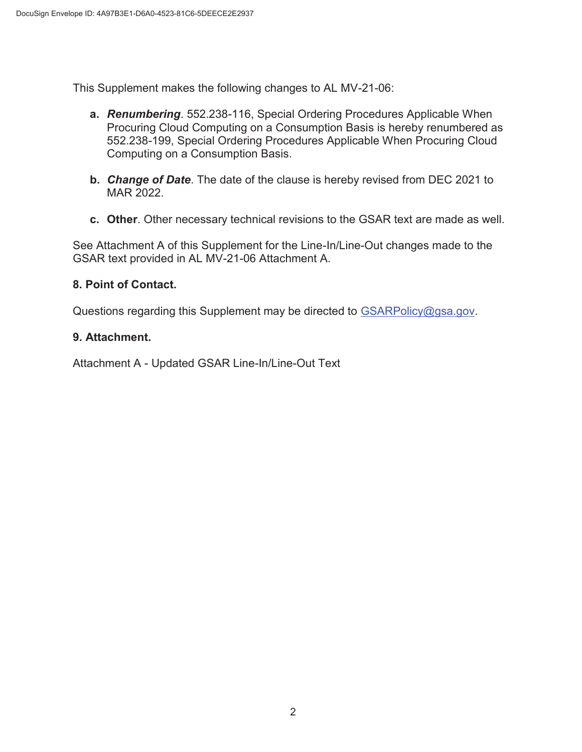This Supplement makes the following changes to AL MV-21-06:

a. ***Renumbering***. 552.238-116, Special Ordering Procedures Applicable When Procuring Cloud Computing on a Consumption Basis is hereby renumbered as 552.238-199, Special Ordering Procedures Applicable When Procuring Cloud Computing on a Consumption Basis.

b. ***Change of Date***. The date of the clause is hereby revised from DEC 2021 to MAR 2022.

c. **Other**. Other necessary technical revisions to the GSAR text are made as well.

See Attachment A of this Supplement for the Line-In/Line-Out changes made to the GSAR text provided in AL MV-21-06 Attachment A.

**8. Point of Contact.**

Questions regarding this Supplement may be directed to GSARPolicy@gsa.gov.

**9. Attachment.**

Attachment A - Updated GSAR Line-In/Line-Out Text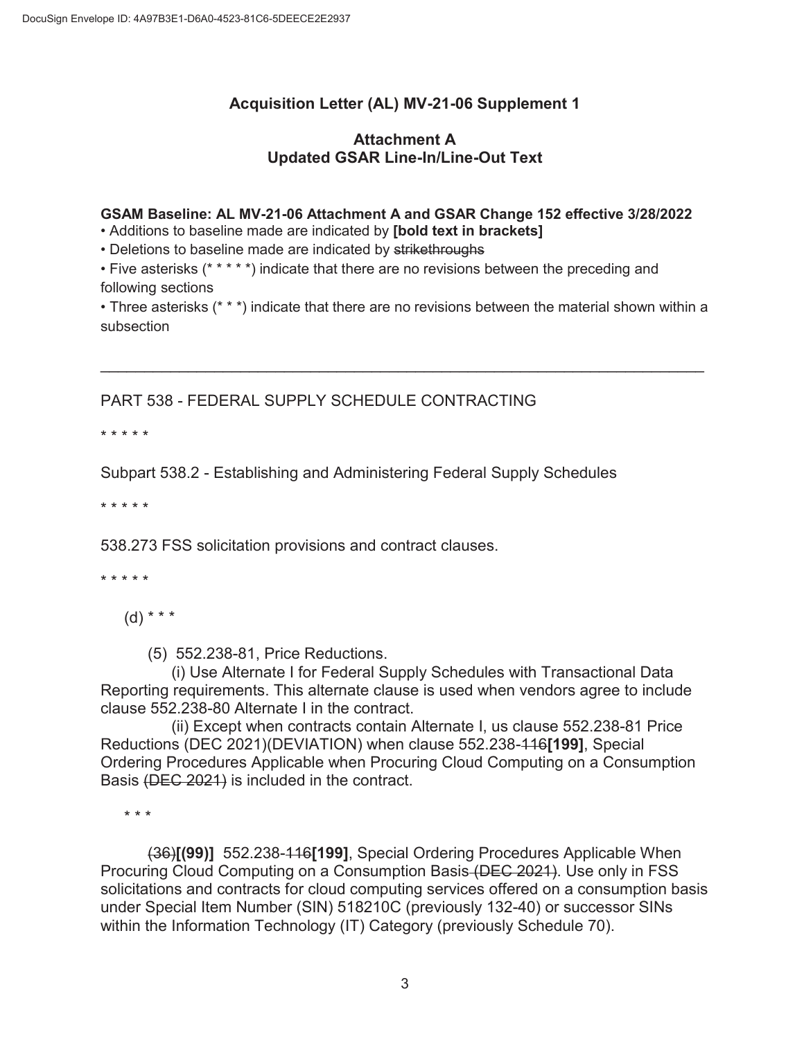DocuSign Envelope ID: 4A97B3E1-D6A0-4523-81C6-5DEECE2E2937

## Acquisition Letter (AL) MV-21-06 Supplement 1

### Attachment A
### Updated GSAR Line-In/Line-Out Text

**GSAM Baseline: AL MV-21-06 Attachment A and GSAR Change 152 effective 3/28/2022**

- Additions to baseline made are indicated by **[bold text in brackets]**
- Deletions to baseline made are indicated by ~~strikethroughs~~
- Five asterisks (* * * * *) indicate that there are no revisions between the preceding and following sections
- Three asterisks (* * *) indicate that there are no revisions between the material shown within a subsection

---

PART 538 - FEDERAL SUPPLY SCHEDULE CONTRACTING

* * * * *

Subpart 538.2 - Establishing and Administering Federal Supply Schedules

* * * * *

538.273 FSS solicitation provisions and contract clauses.

* * * * *

(d) * * *

(5) 552.238-81, Price Reductions.

(i) Use Alternate I for Federal Supply Schedules with Transactional Data Reporting requirements. This alternate clause is used when vendors agree to include clause 552.238-80 Alternate I in the contract.

(ii) Except when contracts contain Alternate I, us clause 552.238-81 Price Reductions (DEC 2021)(DEVIATION) when clause 552.238-~~116~~**[199]**, Special Ordering Procedures Applicable when Procuring Cloud Computing on a Consumption Basis ~~(DEC 2021)~~ is included in the contract.

* * *

~~(36)~~**[(99)]** 552.238-~~116~~**[199]**, Special Ordering Procedures Applicable When Procuring Cloud Computing on a Consumption Basis ~~(DEC 2021)~~. Use only in FSS solicitations and contracts for cloud computing services offered on a consumption basis under Special Item Number (SIN) 518210C (previously 132-40) or successor SINs within the Information Technology (IT) Category (previously Schedule 70).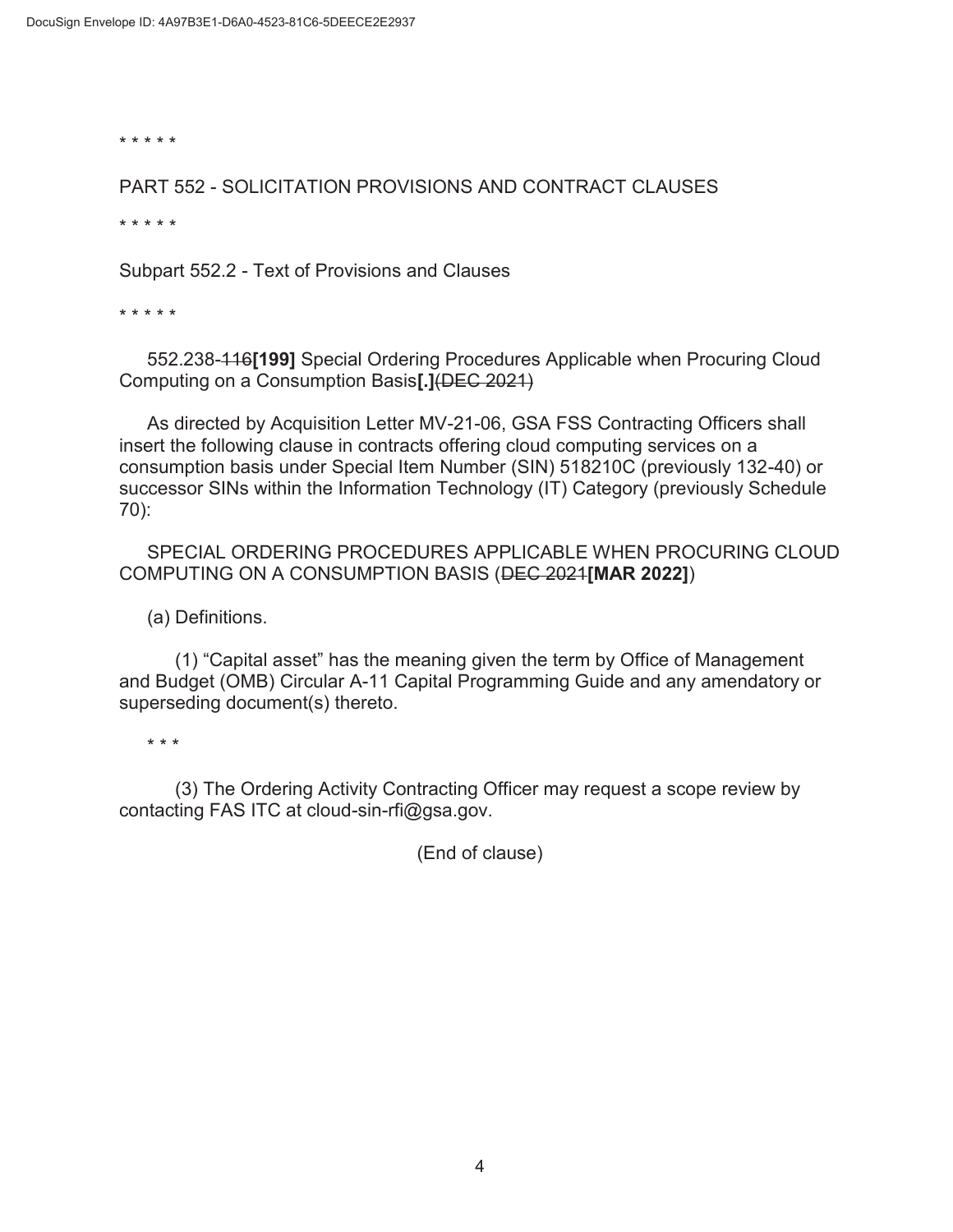\* \* \* \* \*

PART 552 - SOLICITATION PROVISIONS AND CONTRACT CLAUSES

\* \* \* \* \*

Subpart 552.2 - Text of Provisions and Clauses

\* \* \* \* \*

552.238-~~116~~**[199]** Special Ordering Procedures Applicable when Procuring Cloud Computing on a Consumption Basis**[.]**~~(DEC 2021)~~

As directed by Acquisition Letter MV-21-06, GSA FSS Contracting Officers shall insert the following clause in contracts offering cloud computing services on a consumption basis under Special Item Number (SIN) 518210C (previously 132-40) or successor SINs within the Information Technology (IT) Category (previously Schedule 70):

SPECIAL ORDERING PROCEDURES APPLICABLE WHEN PROCURING CLOUD COMPUTING ON A CONSUMPTION BASIS (~~DEC 2021~~**[MAR 2022]**)

(a) Definitions.

(1) “Capital asset” has the meaning given the term by Office of Management and Budget (OMB) Circular A-11 Capital Programming Guide and any amendatory or superseding document(s) thereto.

\* \* \*

(3) The Ordering Activity Contracting Officer may request a scope review by contacting FAS ITC at cloud-sin-rfi@gsa.gov.

(End of clause)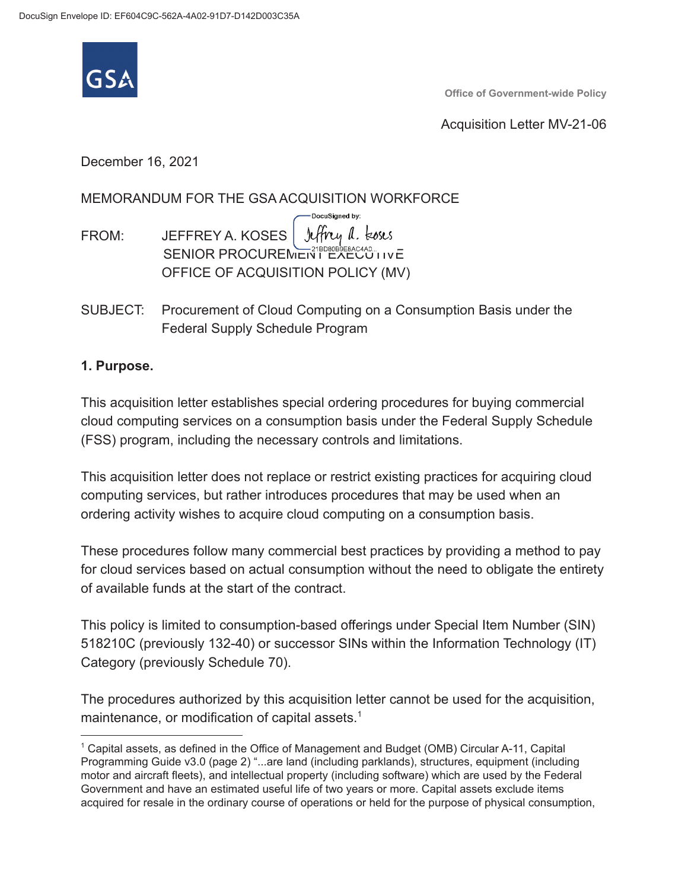DocuSign Envelope ID: EF604C9C-562A-4A02-91D7-D142D003C35A

GSA

Office of Government-wide Policy

Acquisition Letter MV-21-06

December 16, 2021

MEMORANDUM FOR THE GSA ACQUISITION WORKFORCE

FROM: JEFFREY A. KOSES
SENIOR PROCUREMENT EXECUTIVE
OFFICE OF ACQUISITION POLICY (MV)

SUBJECT: Procurement of Cloud Computing on a Consumption Basis under the Federal Supply Schedule Program

**1. Purpose.**

This acquisition letter establishes special ordering procedures for buying commercial cloud computing services on a consumption basis under the Federal Supply Schedule (FSS) program, including the necessary controls and limitations.

This acquisition letter does not replace or restrict existing practices for acquiring cloud computing services, but rather introduces procedures that may be used when an ordering activity wishes to acquire cloud computing on a consumption basis.

These procedures follow many commercial best practices by providing a method to pay for cloud services based on actual consumption without the need to obligate the entirety of available funds at the start of the contract.

This policy is limited to consumption-based offerings under Special Item Number (SIN) 518210C (previously 132-40) or successor SINs within the Information Technology (IT) Category (previously Schedule 70).

The procedures authorized by this acquisition letter cannot be used for the acquisition, maintenance, or modification of capital assets.[1]

---

[1] Capital assets, as defined in the Office of Management and Budget (OMB) Circular A-11, Capital Programming Guide v3.0 (page 2) "...are land (including parklands), structures, equipment (including motor and aircraft fleets), and intellectual property (including software) which are used by the Federal Government and have an estimated useful life of two years or more. Capital assets exclude items acquired for resale in the ordinary course of operations or held for the purpose of physical consumption,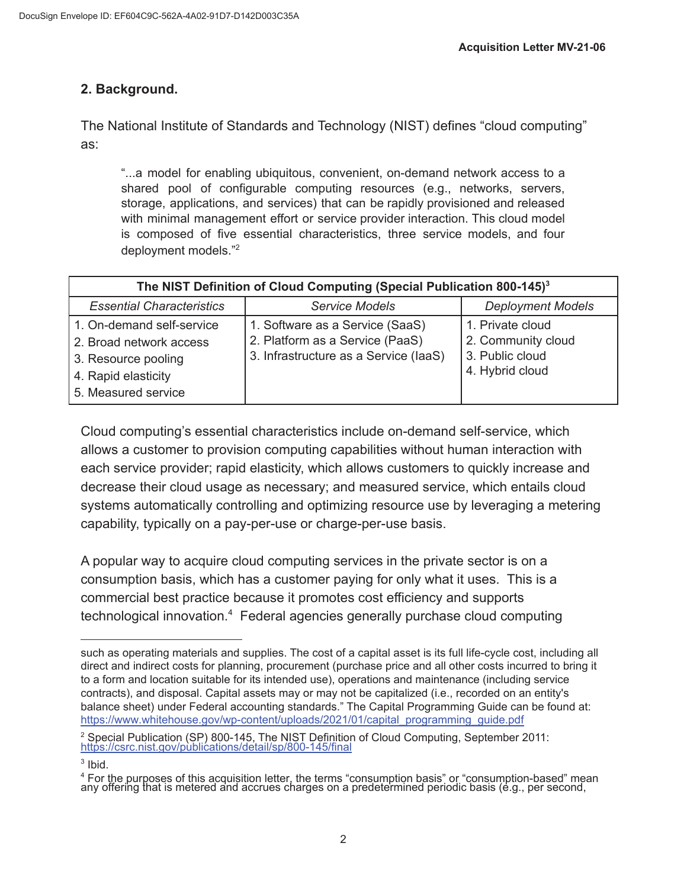## 2. Background.

The National Institute of Standards and Technology (NIST) defines "cloud computing" as:

> "...a model for enabling ubiquitous, convenient, on-demand network access to a shared pool of configurable computing resources (e.g., networks, servers, storage, applications, and services) that can be rapidly provisioned and released with minimal management effort or service provider interaction. This cloud model is composed of five essential characteristics, three service models, and four deployment models."[2]

| The NIST Definition of Cloud Computing (Special Publication 800-145)[3] | | |
|---|---|---|
| *Essential Characteristics* | *Service Models* | *Deployment Models* |
| 1. On-demand self-service<br>2. Broad network access<br>3. Resource pooling<br>4. Rapid elasticity<br>5. Measured service | 1. Software as a Service (SaaS)<br>2. Platform as a Service (PaaS)<br>3. Infrastructure as a Service (IaaS) | 1. Private cloud<br>2. Community cloud<br>3. Public cloud<br>4. Hybrid cloud |

Cloud computing's essential characteristics include on-demand self-service, which allows a customer to provision computing capabilities without human interaction with each service provider; rapid elasticity, which allows customers to quickly increase and decrease their cloud usage as necessary; and measured service, which entails cloud systems automatically controlling and optimizing resource use by leveraging a metering capability, typically on a pay-per-use or charge-per-use basis.

A popular way to acquire cloud computing services in the private sector is on a consumption basis, which has a customer paying for only what it uses. This is a commercial best practice because it promotes cost efficiency and supports technological innovation.[4] Federal agencies generally purchase cloud computing

---

such as operating materials and supplies. The cost of a capital asset is its full life-cycle cost, including all direct and indirect costs for planning, procurement (purchase price and all other costs incurred to bring it to a form and location suitable for its intended use), operations and maintenance (including service contracts), and disposal. Capital assets may or may not be capitalized (i.e., recorded on an entity's balance sheet) under Federal accounting standards." The Capital Programming Guide can be found at: https://www.whitehouse.gov/wp-content/uploads/2021/01/capital_programming_guide.pdf

[2] Special Publication (SP) 800-145, The NIST Definition of Cloud Computing, September 2011: https://csrc.nist.gov/publications/detail/sp/800-145/final

[3] Ibid.

[4] For the purposes of this acquisition letter, the terms "consumption basis" or "consumption-based" mean any offering that is metered and accrues charges on a predetermined periodic basis (e.g., per second,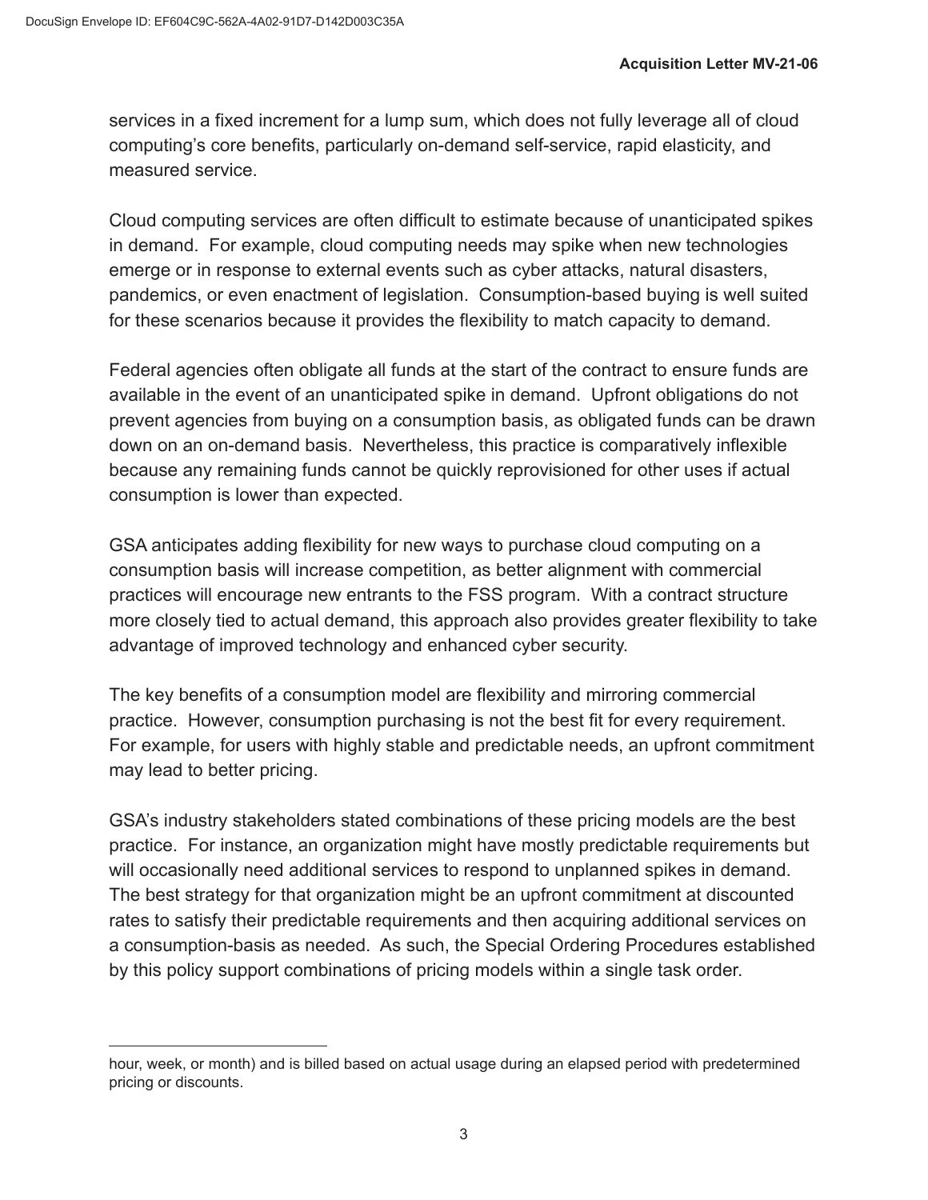services in a fixed increment for a lump sum, which does not fully leverage all of cloud computing's core benefits, particularly on-demand self-service, rapid elasticity, and measured service.

Cloud computing services are often difficult to estimate because of unanticipated spikes in demand. For example, cloud computing needs may spike when new technologies emerge or in response to external events such as cyber attacks, natural disasters, pandemics, or even enactment of legislation. Consumption-based buying is well suited for these scenarios because it provides the flexibility to match capacity to demand.

Federal agencies often obligate all funds at the start of the contract to ensure funds are available in the event of an unanticipated spike in demand. Upfront obligations do not prevent agencies from buying on a consumption basis, as obligated funds can be drawn down on an on-demand basis. Nevertheless, this practice is comparatively inflexible because any remaining funds cannot be quickly reprovisioned for other uses if actual consumption is lower than expected.

GSA anticipates adding flexibility for new ways to purchase cloud computing on a consumption basis will increase competition, as better alignment with commercial practices will encourage new entrants to the FSS program. With a contract structure more closely tied to actual demand, this approach also provides greater flexibility to take advantage of improved technology and enhanced cyber security.

The key benefits of a consumption model are flexibility and mirroring commercial practice. However, consumption purchasing is not the best fit for every requirement. For example, for users with highly stable and predictable needs, an upfront commitment may lead to better pricing.

GSA's industry stakeholders stated combinations of these pricing models are the best practice. For instance, an organization might have mostly predictable requirements but will occasionally need additional services to respond to unplanned spikes in demand. The best strategy for that organization might be an upfront commitment at discounted rates to satisfy their predictable requirements and then acquiring additional services on a consumption-basis as needed. As such, the Special Ordering Procedures established by this policy support combinations of pricing models within a single task order.

---

hour, week, or month) and is billed based on actual usage during an elapsed period with predetermined pricing or discounts.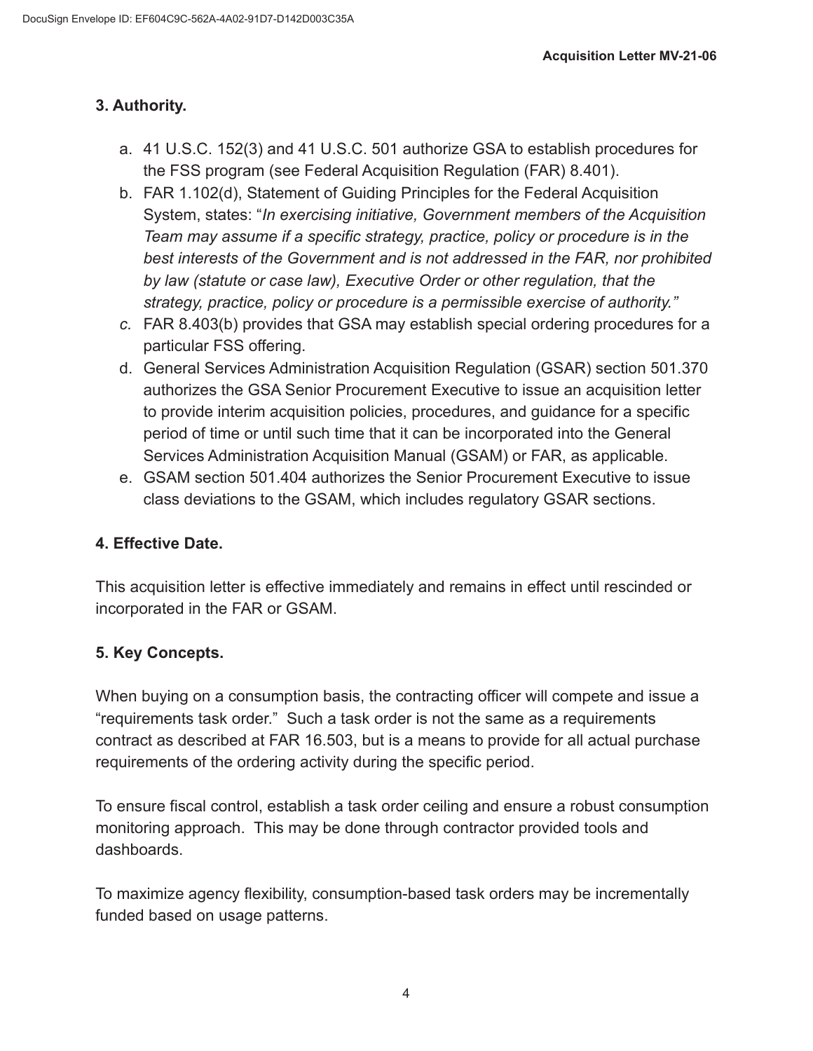## 3. Authority.

a. 41 U.S.C. 152(3) and 41 U.S.C. 501 authorize GSA to establish procedures for the FSS program (see Federal Acquisition Regulation (FAR) 8.401).

b. FAR 1.102(d), Statement of Guiding Principles for the Federal Acquisition System, states: "*In exercising initiative, Government members of the Acquisition Team may assume if a specific strategy, practice, policy or procedure is in the best interests of the Government and is not addressed in the FAR, nor prohibited by law (statute or case law), Executive Order or other regulation, that the strategy, practice, policy or procedure is a permissible exercise of authority."*

c. FAR 8.403(b) provides that GSA may establish special ordering procedures for a particular FSS offering.

d. General Services Administration Acquisition Regulation (GSAR) section 501.370 authorizes the GSA Senior Procurement Executive to issue an acquisition letter to provide interim acquisition policies, procedures, and guidance for a specific period of time or until such time that it can be incorporated into the General Services Administration Acquisition Manual (GSAM) or FAR, as applicable.

e. GSAM section 501.404 authorizes the Senior Procurement Executive to issue class deviations to the GSAM, which includes regulatory GSAR sections.

## 4. Effective Date.

This acquisition letter is effective immediately and remains in effect until rescinded or incorporated in the FAR or GSAM.

## 5. Key Concepts.

When buying on a consumption basis, the contracting officer will compete and issue a "requirements task order." Such a task order is not the same as a requirements contract as described at FAR 16.503, but is a means to provide for all actual purchase requirements of the ordering activity during the specific period.

To ensure fiscal control, establish a task order ceiling and ensure a robust consumption monitoring approach. This may be done through contractor provided tools and dashboards.

To maximize agency flexibility, consumption-based task orders may be incrementally funded based on usage patterns.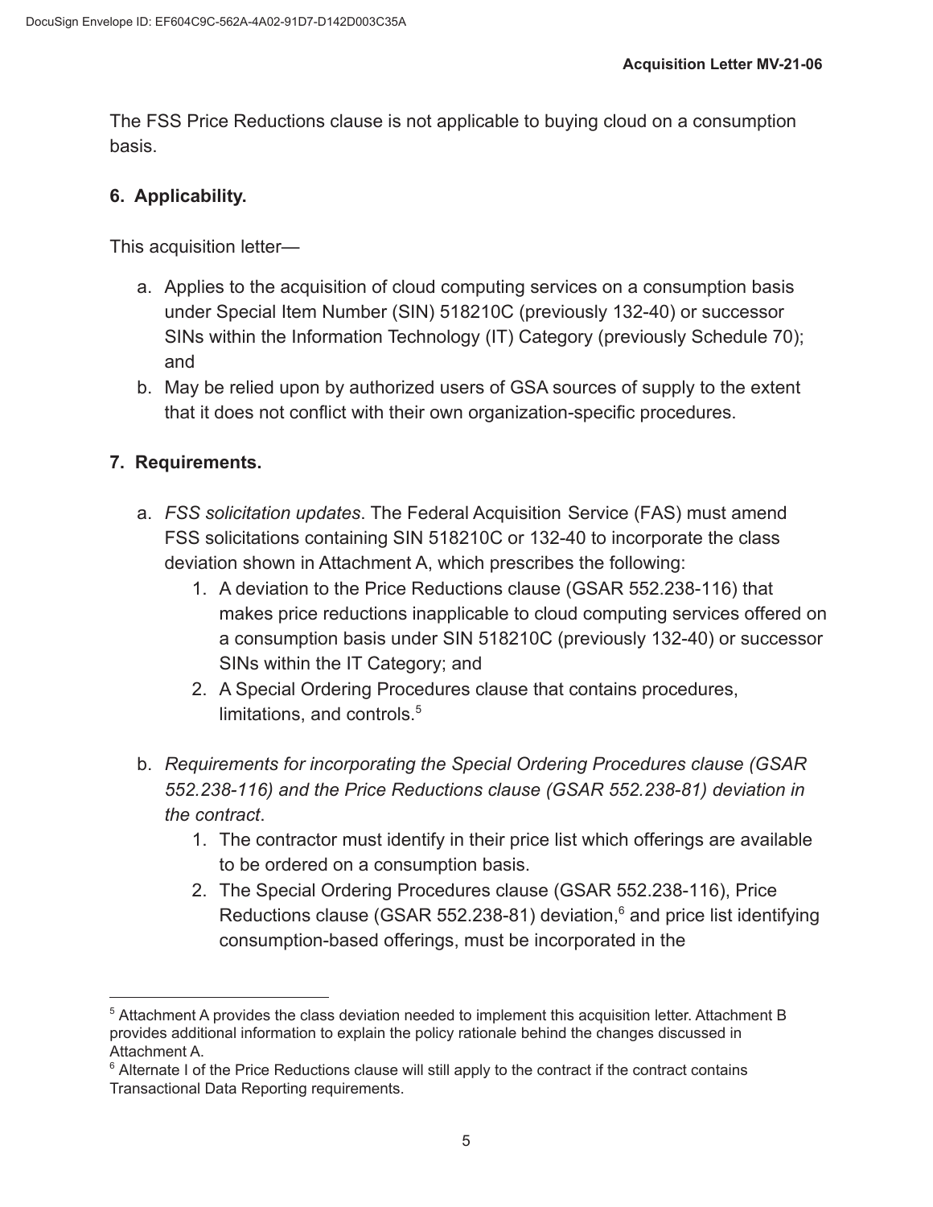The FSS Price Reductions clause is not applicable to buying cloud on a consumption basis.

## 6. Applicability.

This acquisition letter—

a. Applies to the acquisition of cloud computing services on a consumption basis under Special Item Number (SIN) 518210C (previously 132-40) or successor SINs within the Information Technology (IT) Category (previously Schedule 70); and
b. May be relied upon by authorized users of GSA sources of supply to the extent that it does not conflict with their own organization-specific procedures.

## 7. Requirements.

a. *FSS solicitation updates*. The Federal Acquisition Service (FAS) must amend FSS solicitations containing SIN 518210C or 132-40 to incorporate the class deviation shown in Attachment A, which prescribes the following:
   1. A deviation to the Price Reductions clause (GSAR 552.238-116) that makes price reductions inapplicable to cloud computing services offered on a consumption basis under SIN 518210C (previously 132-40) or successor SINs within the IT Category; and
   2. A Special Ordering Procedures clause that contains procedures, limitations, and controls.[5]

b. *Requirements for incorporating the Special Ordering Procedures clause (GSAR 552.238-116) and the Price Reductions clause (GSAR 552.238-81) deviation in the contract*.
   1. The contractor must identify in their price list which offerings are available to be ordered on a consumption basis.
   2. The Special Ordering Procedures clause (GSAR 552.238-116), Price Reductions clause (GSAR 552.238-81) deviation,[6] and price list identifying consumption-based offerings, must be incorporated in the

---

[5] Attachment A provides the class deviation needed to implement this acquisition letter. Attachment B provides additional information to explain the policy rationale behind the changes discussed in Attachment A.

[6] Alternate I of the Price Reductions clause will still apply to the contract if the contract contains Transactional Data Reporting requirements.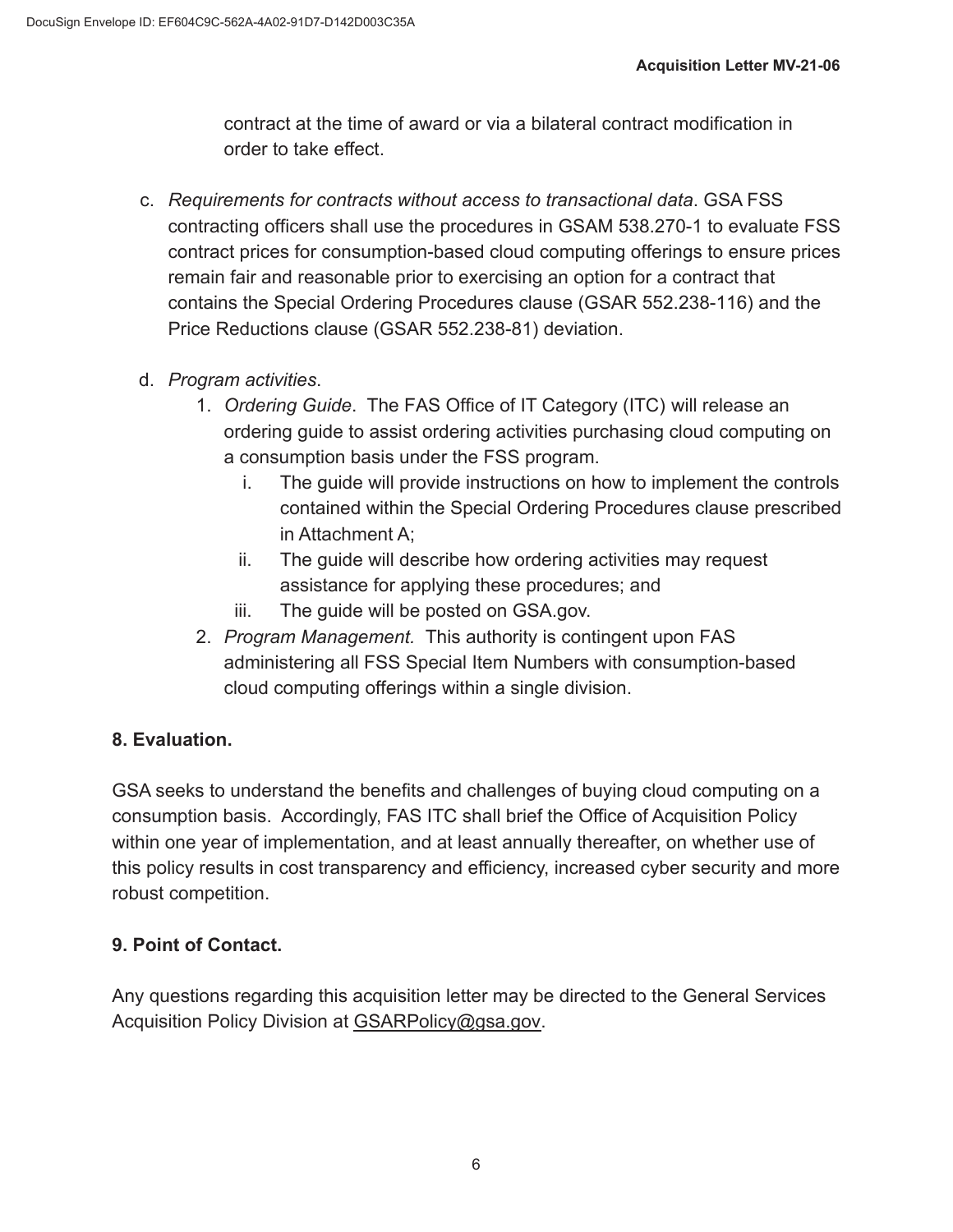contract at the time of award or via a bilateral contract modification in order to take effect.

c. *Requirements for contracts without access to transactional data*. GSA FSS contracting officers shall use the procedures in GSAM 538.270-1 to evaluate FSS contract prices for consumption-based cloud computing offerings to ensure prices remain fair and reasonable prior to exercising an option for a contract that contains the Special Ordering Procedures clause (GSAR 552.238-116) and the Price Reductions clause (GSAR 552.238-81) deviation.

d. *Program activities*.
   1. *Ordering Guide*. The FAS Office of IT Category (ITC) will release an ordering guide to assist ordering activities purchasing cloud computing on a consumption basis under the FSS program.
      i. The guide will provide instructions on how to implement the controls contained within the Special Ordering Procedures clause prescribed in Attachment A;
      ii. The guide will describe how ordering activities may request assistance for applying these procedures; and
      iii. The guide will be posted on GSA.gov.
   2. *Program Management.* This authority is contingent upon FAS administering all FSS Special Item Numbers with consumption-based cloud computing offerings within a single division.

**8. Evaluation.**

GSA seeks to understand the benefits and challenges of buying cloud computing on a consumption basis. Accordingly, FAS ITC shall brief the Office of Acquisition Policy within one year of implementation, and at least annually thereafter, on whether use of this policy results in cost transparency and efficiency, increased cyber security and more robust competition.

**9. Point of Contact.**

Any questions regarding this acquisition letter may be directed to the General Services Acquisition Policy Division at GSARPolicy@gsa.gov.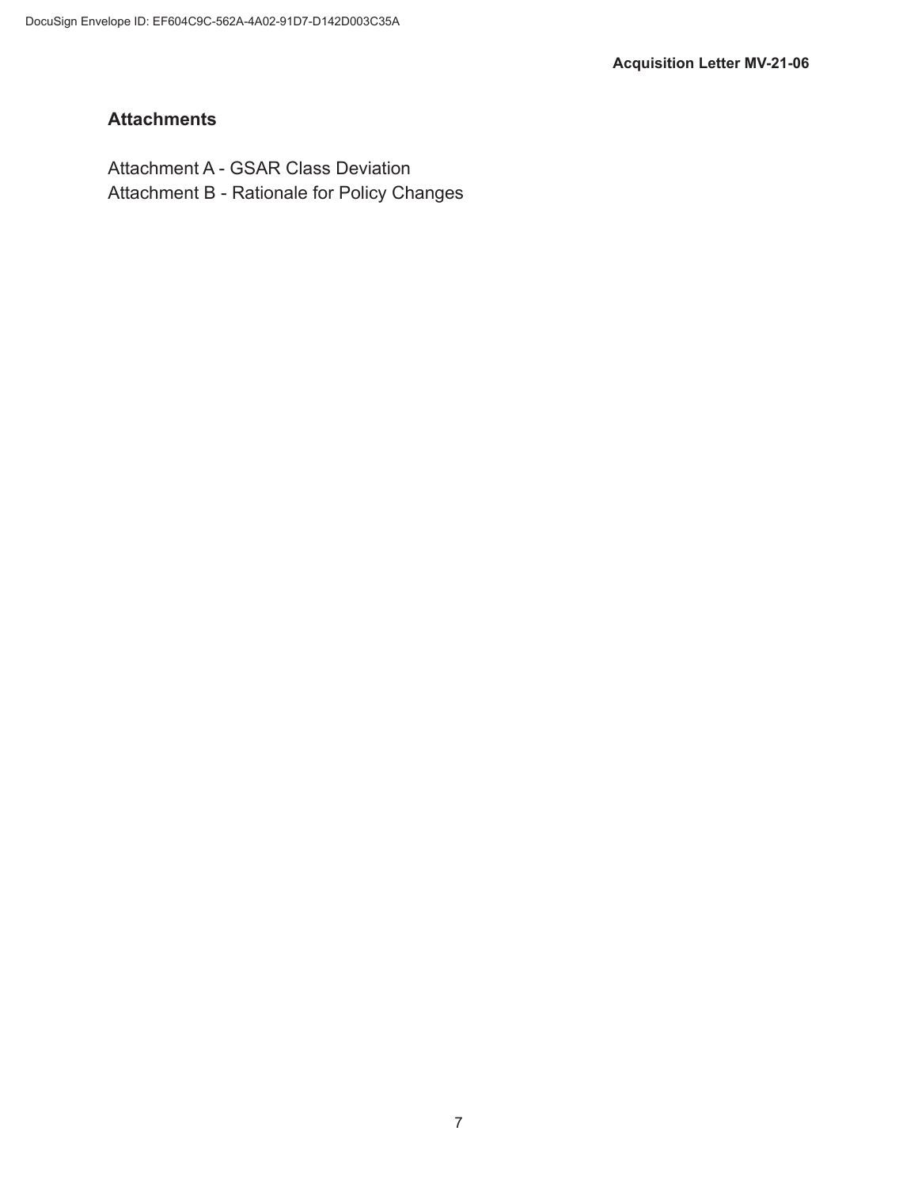## Attachments

Attachment A - GSAR Class Deviation
Attachment B - Rationale for Policy Changes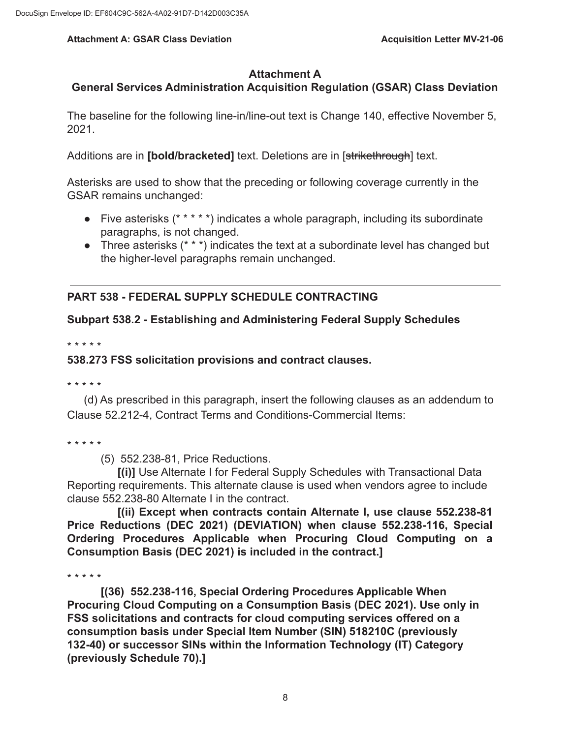# Attachment A
## General Services Administration Acquisition Regulation (GSAR) Class Deviation

The baseline for the following line-in/line-out text is Change 140, effective November 5, 2021.

Additions are in **[bold/bracketed]** text. Deletions are in [~~strikethrough~~] text.

Asterisks are used to show that the preceding or following coverage currently in the GSAR remains unchanged:

- Five asterisks (* * * * *) indicates a whole paragraph, including its subordinate paragraphs, is not changed.
- Three asterisks (* * *) indicates the text at a subordinate level has changed but the higher-level paragraphs remain unchanged.

---

## PART 538 - FEDERAL SUPPLY SCHEDULE CONTRACTING

### Subpart 538.2 - Establishing and Administering Federal Supply Schedules

* * * * *

**538.273 FSS solicitation provisions and contract clauses.**

* * * * *

(d) As prescribed in this paragraph, insert the following clauses as an addendum to Clause 52.212-4, Contract Terms and Conditions-Commercial Items:

* * * * *

(5) 552.238-81, Price Reductions.

**[(i)]** Use Alternate I for Federal Supply Schedules with Transactional Data Reporting requirements. This alternate clause is used when vendors agree to include clause 552.238-80 Alternate I in the contract.

**[(ii) Except when contracts contain Alternate I, use clause 552.238-81 Price Reductions (DEC 2021) (DEVIATION) when clause 552.238-116, Special Ordering Procedures Applicable when Procuring Cloud Computing on a Consumption Basis (DEC 2021) is included in the contract.]**

* * * * *

**[(36) 552.238-116, Special Ordering Procedures Applicable When Procuring Cloud Computing on a Consumption Basis (DEC 2021). Use only in FSS solicitations and contracts for cloud computing services offered on a consumption basis under Special Item Number (SIN) 518210C (previously 132-40) or successor SINs within the Information Technology (IT) Category (previously Schedule 70).]**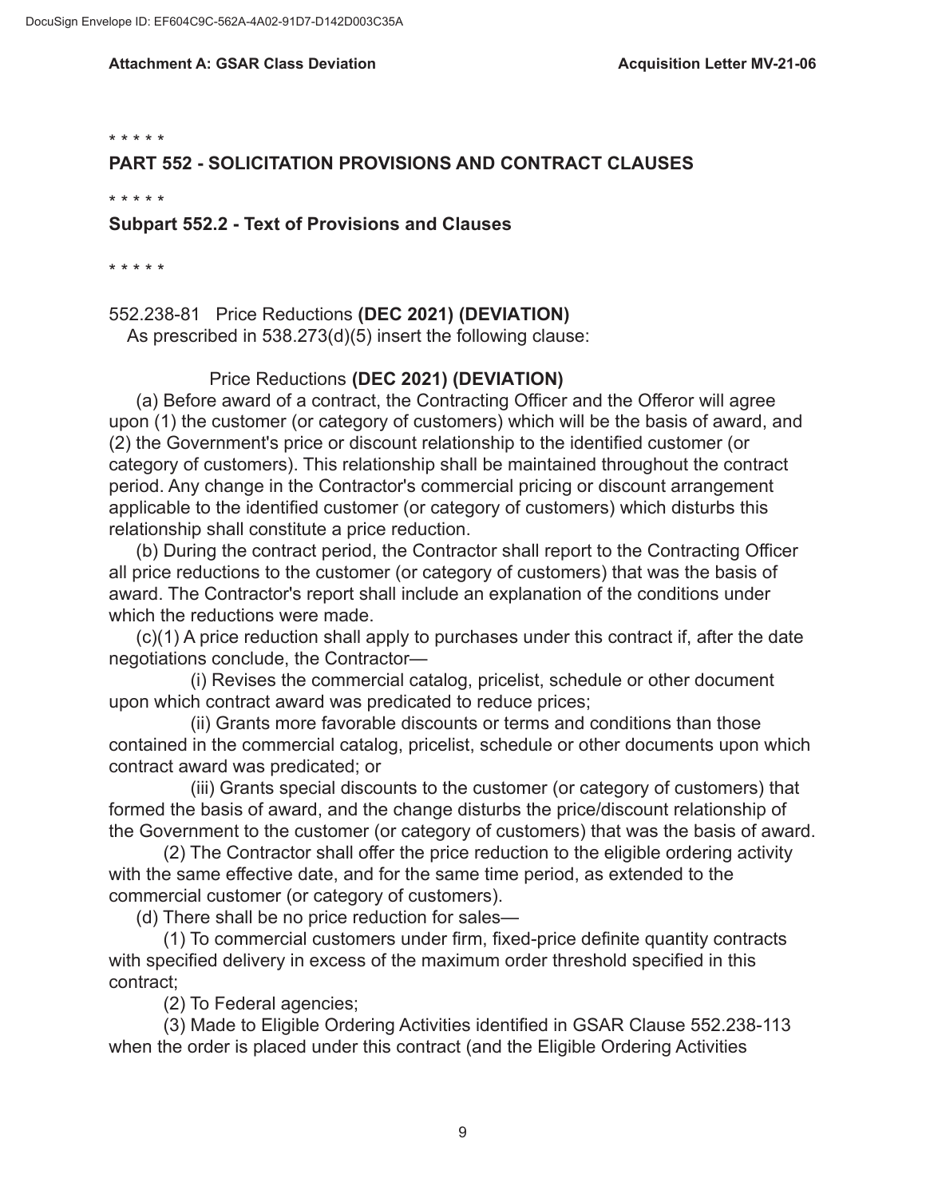\* \* \* \* \*

## PART 552 - SOLICITATION PROVISIONS AND CONTRACT CLAUSES

\* \* \* \* \*

### Subpart 552.2 - Text of Provisions and Clauses

\* \* \* \* \*

552.238-81 Price Reductions **(DEC 2021) (DEVIATION)**
As prescribed in 538.273(d)(5) insert the following clause:

Price Reductions **(DEC 2021) (DEVIATION)**

(a) Before award of a contract, the Contracting Officer and the Offeror will agree upon (1) the customer (or category of customers) which will be the basis of award, and (2) the Government's price or discount relationship to the identified customer (or category of customers). This relationship shall be maintained throughout the contract period. Any change in the Contractor's commercial pricing or discount arrangement applicable to the identified customer (or category of customers) which disturbs this relationship shall constitute a price reduction.

(b) During the contract period, the Contractor shall report to the Contracting Officer all price reductions to the customer (or category of customers) that was the basis of award. The Contractor's report shall include an explanation of the conditions under which the reductions were made.

(c)(1) A price reduction shall apply to purchases under this contract if, after the date negotiations conclude, the Contractor—

(i) Revises the commercial catalog, pricelist, schedule or other document upon which contract award was predicated to reduce prices;

(ii) Grants more favorable discounts or terms and conditions than those contained in the commercial catalog, pricelist, schedule or other documents upon which contract award was predicated; or

(iii) Grants special discounts to the customer (or category of customers) that formed the basis of award, and the change disturbs the price/discount relationship of the Government to the customer (or category of customers) that was the basis of award.

(2) The Contractor shall offer the price reduction to the eligible ordering activity with the same effective date, and for the same time period, as extended to the commercial customer (or category of customers).

(d) There shall be no price reduction for sales—

(1) To commercial customers under firm, fixed-price definite quantity contracts with specified delivery in excess of the maximum order threshold specified in this contract;

(2) To Federal agencies;

(3) Made to Eligible Ordering Activities identified in GSAR Clause 552.238-113 when the order is placed under this contract (and the Eligible Ordering Activities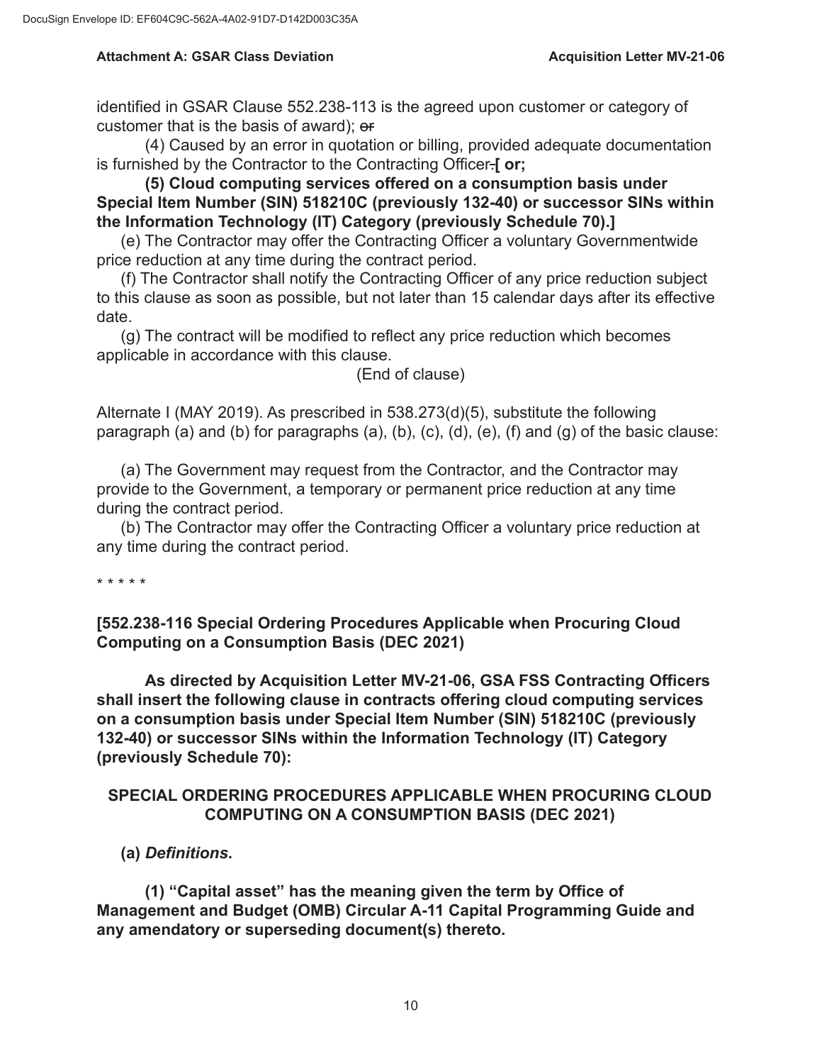identified in GSAR Clause 552.238-113 is the agreed upon customer or category of customer that is the basis of award); ~~or~~

(4) Caused by an error in quotation or billing, provided adequate documentation is furnished by the Contractor to the Contracting Officer~~.~~**[ or;**

**(5) Cloud computing services offered on a consumption basis under Special Item Number (SIN) 518210C (previously 132-40) or successor SINs within the Information Technology (IT) Category (previously Schedule 70).]**

(e) The Contractor may offer the Contracting Officer a voluntary Governmentwide price reduction at any time during the contract period.

(f) The Contractor shall notify the Contracting Officer of any price reduction subject to this clause as soon as possible, but not later than 15 calendar days after its effective date.

(g) The contract will be modified to reflect any price reduction which becomes applicable in accordance with this clause.

(End of clause)

Alternate I (MAY 2019). As prescribed in 538.273(d)(5), substitute the following paragraph (a) and (b) for paragraphs (a), (b), (c), (d), (e), (f) and (g) of the basic clause:

(a) The Government may request from the Contractor, and the Contractor may provide to the Government, a temporary or permanent price reduction at any time during the contract period.

(b) The Contractor may offer the Contracting Officer a voluntary price reduction at any time during the contract period.

* * * * *

**[552.238-116 Special Ordering Procedures Applicable when Procuring Cloud Computing on a Consumption Basis (DEC 2021)**

**As directed by Acquisition Letter MV-21-06, GSA FSS Contracting Officers shall insert the following clause in contracts offering cloud computing services on a consumption basis under Special Item Number (SIN) 518210C (previously 132-40) or successor SINs within the Information Technology (IT) Category (previously Schedule 70):**

**SPECIAL ORDERING PROCEDURES APPLICABLE WHEN PROCURING CLOUD COMPUTING ON A CONSUMPTION BASIS (DEC 2021)**

**(a)** ***Definitions*****.**

**(1) "Capital asset" has the meaning given the term by Office of Management and Budget (OMB) Circular A-11 Capital Programming Guide and any amendatory or superseding document(s) thereto.**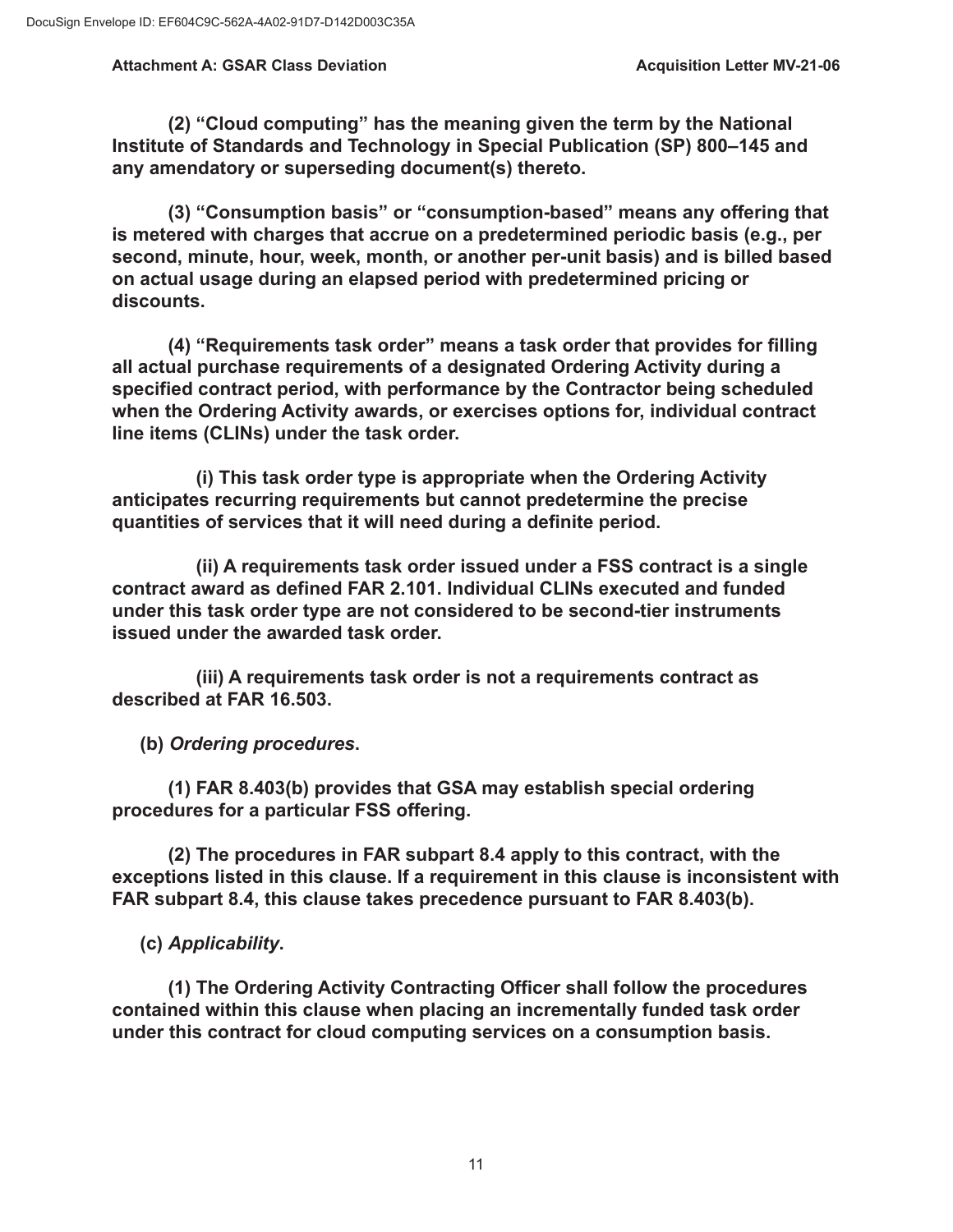**(2) "Cloud computing" has the meaning given the term by the National Institute of Standards and Technology in Special Publication (SP) 800–145 and any amendatory or superseding document(s) thereto.**

**(3) "Consumption basis" or "consumption-based" means any offering that is metered with charges that accrue on a predetermined periodic basis (e.g., per second, minute, hour, week, month, or another per-unit basis) and is billed based on actual usage during an elapsed period with predetermined pricing or discounts.**

**(4) "Requirements task order" means a task order that provides for filling all actual purchase requirements of a designated Ordering Activity during a specified contract period, with performance by the Contractor being scheduled when the Ordering Activity awards, or exercises options for, individual contract line items (CLINs) under the task order.**

**(i) This task order type is appropriate when the Ordering Activity anticipates recurring requirements but cannot predetermine the precise quantities of services that it will need during a definite period.**

**(ii) A requirements task order issued under a FSS contract is a single contract award as defined FAR 2.101. Individual CLINs executed and funded under this task order type are not considered to be second-tier instruments issued under the awarded task order.**

**(iii) A requirements task order is not a requirements contract as described at FAR 16.503.**

**(b) *Ordering procedures*.**

**(1) FAR 8.403(b) provides that GSA may establish special ordering procedures for a particular FSS offering.**

**(2) The procedures in FAR subpart 8.4 apply to this contract, with the exceptions listed in this clause. If a requirement in this clause is inconsistent with FAR subpart 8.4, this clause takes precedence pursuant to FAR 8.403(b).**

**(c) *Applicability*.**

**(1) The Ordering Activity Contracting Officer shall follow the procedures contained within this clause when placing an incrementally funded task order under this contract for cloud computing services on a consumption basis.**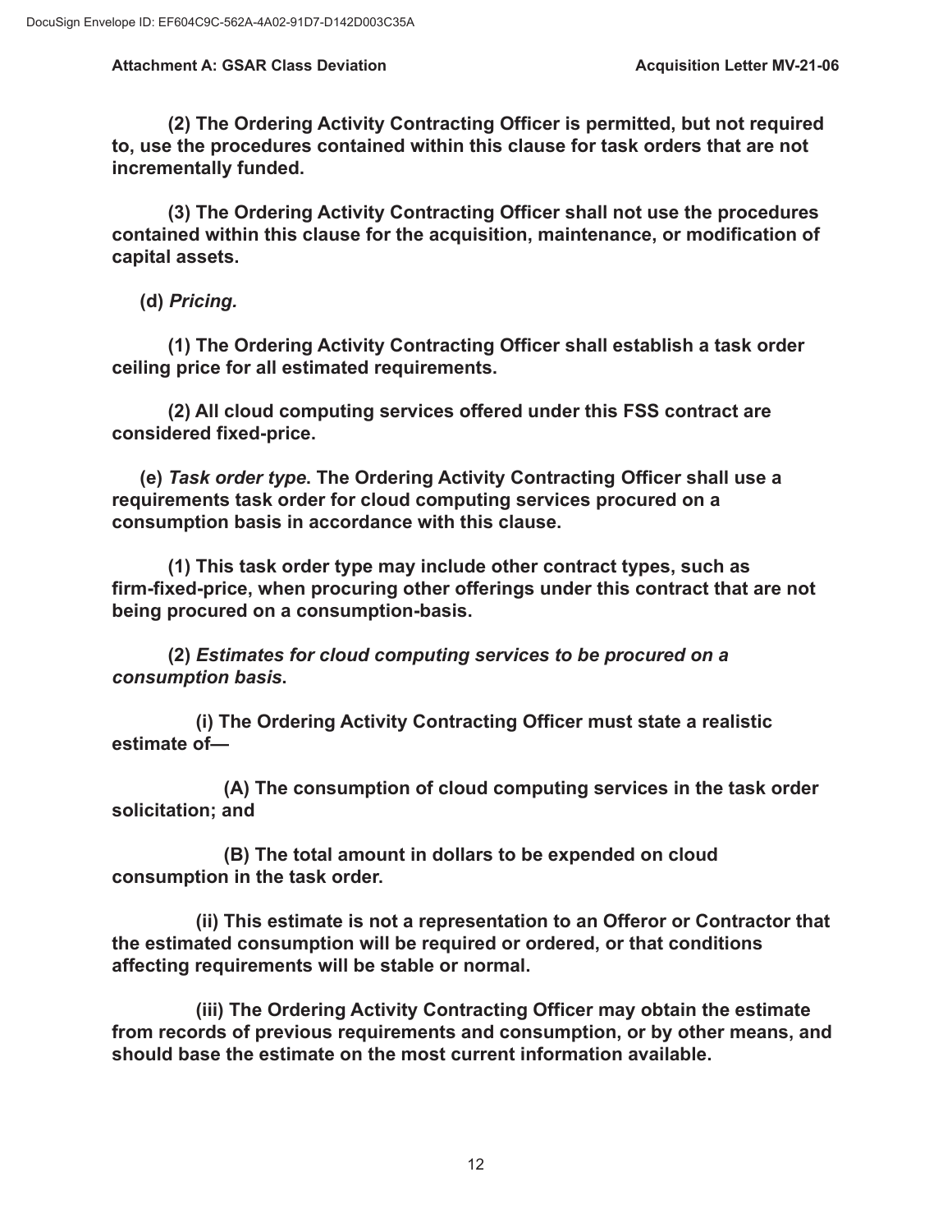**(2) The Ordering Activity Contracting Officer is permitted, but not required to, use the procedures contained within this clause for task orders that are not incrementally funded.**

**(3) The Ordering Activity Contracting Officer shall not use the procedures contained within this clause for the acquisition, maintenance, or modification of capital assets.**

**(d) *Pricing.***

**(1) The Ordering Activity Contracting Officer shall establish a task order ceiling price for all estimated requirements.**

**(2) All cloud computing services offered under this FSS contract are considered fixed-price.**

**(e) *Task order type*. The Ordering Activity Contracting Officer shall use a requirements task order for cloud computing services procured on a consumption basis in accordance with this clause.**

**(1) This task order type may include other contract types, such as firm-fixed-price, when procuring other offerings under this contract that are not being procured on a consumption-basis.**

**(2) *Estimates for cloud computing services to be procured on a consumption basis*.**

**(i) The Ordering Activity Contracting Officer must state a realistic estimate of—**

**(A) The consumption of cloud computing services in the task order solicitation; and**

**(B) The total amount in dollars to be expended on cloud consumption in the task order.**

**(ii) This estimate is not a representation to an Offeror or Contractor that the estimated consumption will be required or ordered, or that conditions affecting requirements will be stable or normal.**

**(iii) The Ordering Activity Contracting Officer may obtain the estimate from records of previous requirements and consumption, or by other means, and should base the estimate on the most current information available.**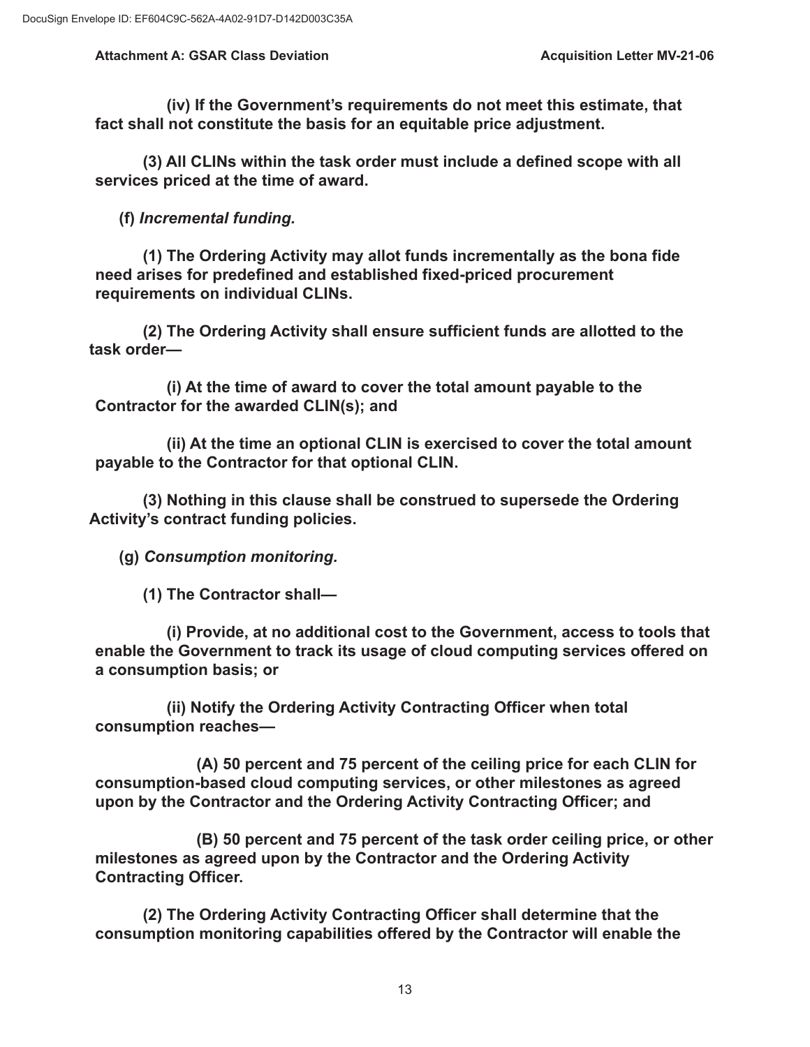**(iv) If the Government's requirements do not meet this estimate, that fact shall not constitute the basis for an equitable price adjustment.**

**(3) All CLINs within the task order must include a defined scope with all services priced at the time of award.**

**(f) *Incremental funding.***

**(1) The Ordering Activity may allot funds incrementally as the bona fide need arises for predefined and established fixed-priced procurement requirements on individual CLINs.**

**(2) The Ordering Activity shall ensure sufficient funds are allotted to the task order—**

**(i) At the time of award to cover the total amount payable to the Contractor for the awarded CLIN(s); and**

**(ii) At the time an optional CLIN is exercised to cover the total amount payable to the Contractor for that optional CLIN.**

**(3) Nothing in this clause shall be construed to supersede the Ordering Activity's contract funding policies.**

**(g) *Consumption monitoring.***

**(1) The Contractor shall—**

**(i) Provide, at no additional cost to the Government, access to tools that enable the Government to track its usage of cloud computing services offered on a consumption basis; or**

**(ii) Notify the Ordering Activity Contracting Officer when total consumption reaches—**

**(A) 50 percent and 75 percent of the ceiling price for each CLIN for consumption-based cloud computing services, or other milestones as agreed upon by the Contractor and the Ordering Activity Contracting Officer; and**

**(B) 50 percent and 75 percent of the task order ceiling price, or other milestones as agreed upon by the Contractor and the Ordering Activity Contracting Officer.**

**(2) The Ordering Activity Contracting Officer shall determine that the consumption monitoring capabilities offered by the Contractor will enable the**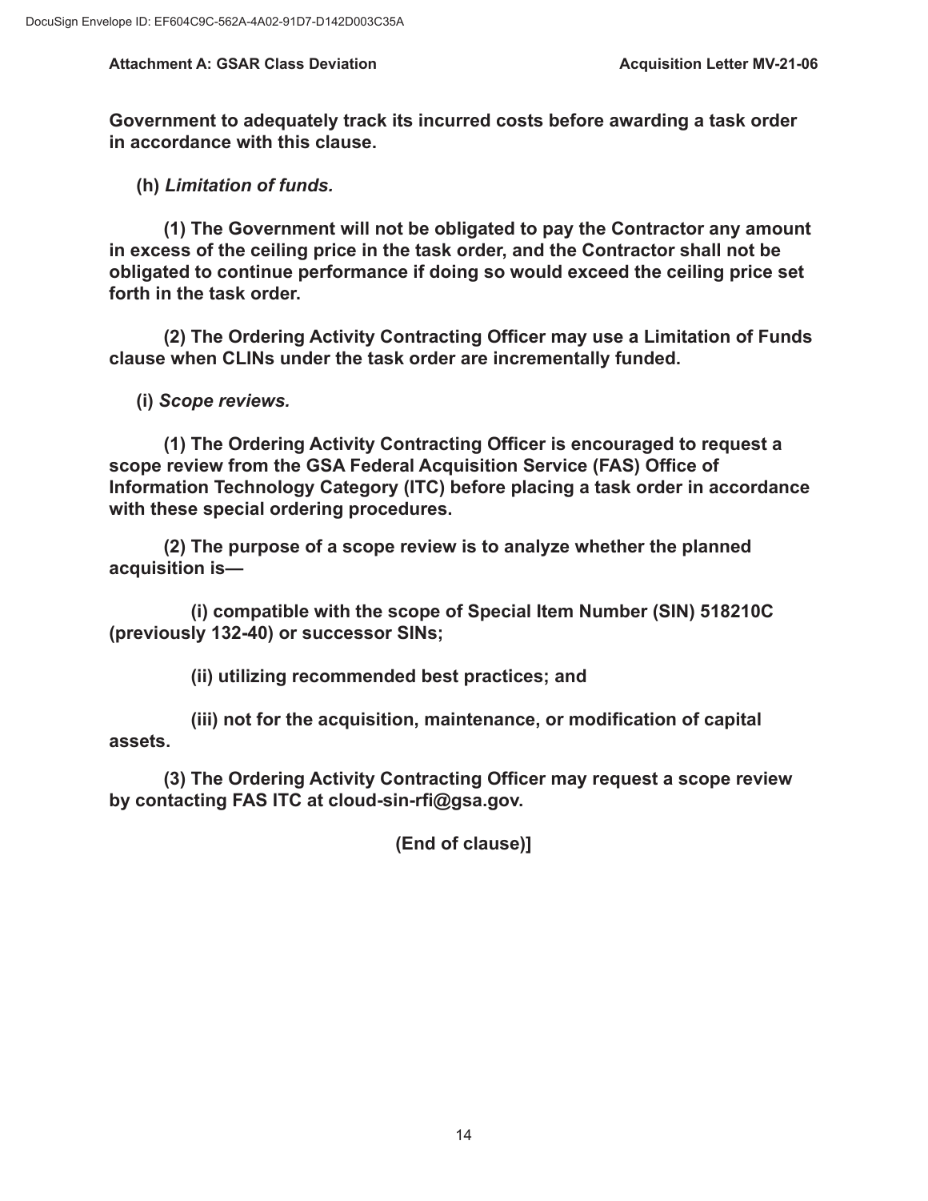**Government to adequately track its incurred costs before awarding a task order in accordance with this clause.**

**(h)** ***Limitation of funds.***

**(1) The Government will not be obligated to pay the Contractor any amount in excess of the ceiling price in the task order, and the Contractor shall not be obligated to continue performance if doing so would exceed the ceiling price set forth in the task order.**

**(2) The Ordering Activity Contracting Officer may use a Limitation of Funds clause when CLINs under the task order are incrementally funded.**

**(i)** ***Scope reviews.***

**(1) The Ordering Activity Contracting Officer is encouraged to request a scope review from the GSA Federal Acquisition Service (FAS) Office of Information Technology Category (ITC) before placing a task order in accordance with these special ordering procedures.**

**(2) The purpose of a scope review is to analyze whether the planned acquisition is—**

**(i) compatible with the scope of Special Item Number (SIN) 518210C (previously 132-40) or successor SINs;**

**(ii) utilizing recommended best practices; and**

**(iii) not for the acquisition, maintenance, or modification of capital assets.**

**(3) The Ordering Activity Contracting Officer may request a scope review by contacting FAS ITC at cloud-sin-rfi@gsa.gov.**

**(End of clause)]**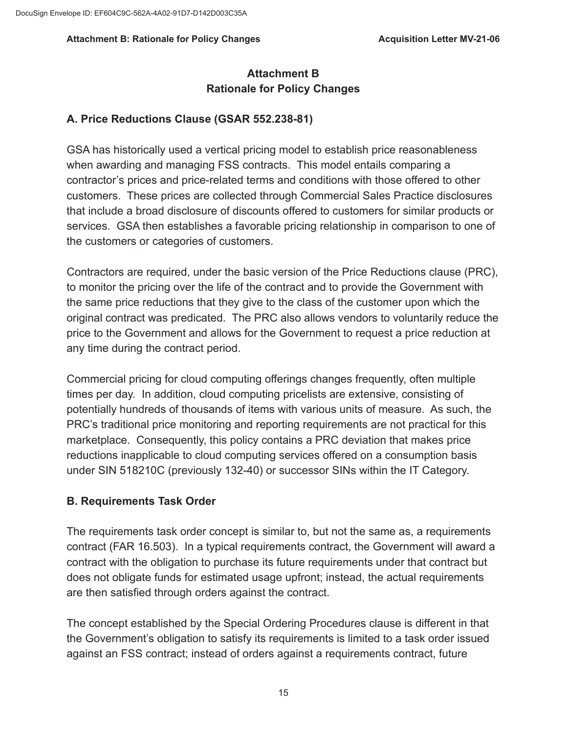# Attachment B
# Rationale for Policy Changes

## A. Price Reductions Clause (GSAR 552.238-81)

GSA has historically used a vertical pricing model to establish price reasonableness when awarding and managing FSS contracts. This model entails comparing a contractor's prices and price-related terms and conditions with those offered to other customers. These prices are collected through Commercial Sales Practice disclosures that include a broad disclosure of discounts offered to customers for similar products or services. GSA then establishes a favorable pricing relationship in comparison to one of the customers or categories of customers.

Contractors are required, under the basic version of the Price Reductions clause (PRC), to monitor the pricing over the life of the contract and to provide the Government with the same price reductions that they give to the class of the customer upon which the original contract was predicated. The PRC also allows vendors to voluntarily reduce the price to the Government and allows for the Government to request a price reduction at any time during the contract period.

Commercial pricing for cloud computing offerings changes frequently, often multiple times per day. In addition, cloud computing pricelists are extensive, consisting of potentially hundreds of thousands of items with various units of measure. As such, the PRC's traditional price monitoring and reporting requirements are not practical for this marketplace. Consequently, this policy contains a PRC deviation that makes price reductions inapplicable to cloud computing services offered on a consumption basis under SIN 518210C (previously 132-40) or successor SINs within the IT Category.

## B. Requirements Task Order

The requirements task order concept is similar to, but not the same as, a requirements contract (FAR 16.503). In a typical requirements contract, the Government will award a contract with the obligation to purchase its future requirements under that contract but does not obligate funds for estimated usage upfront; instead, the actual requirements are then satisfied through orders against the contract.

The concept established by the Special Ordering Procedures clause is different in that the Government's obligation to satisfy its requirements is limited to a task order issued against an FSS contract; instead of orders against a requirements contract, future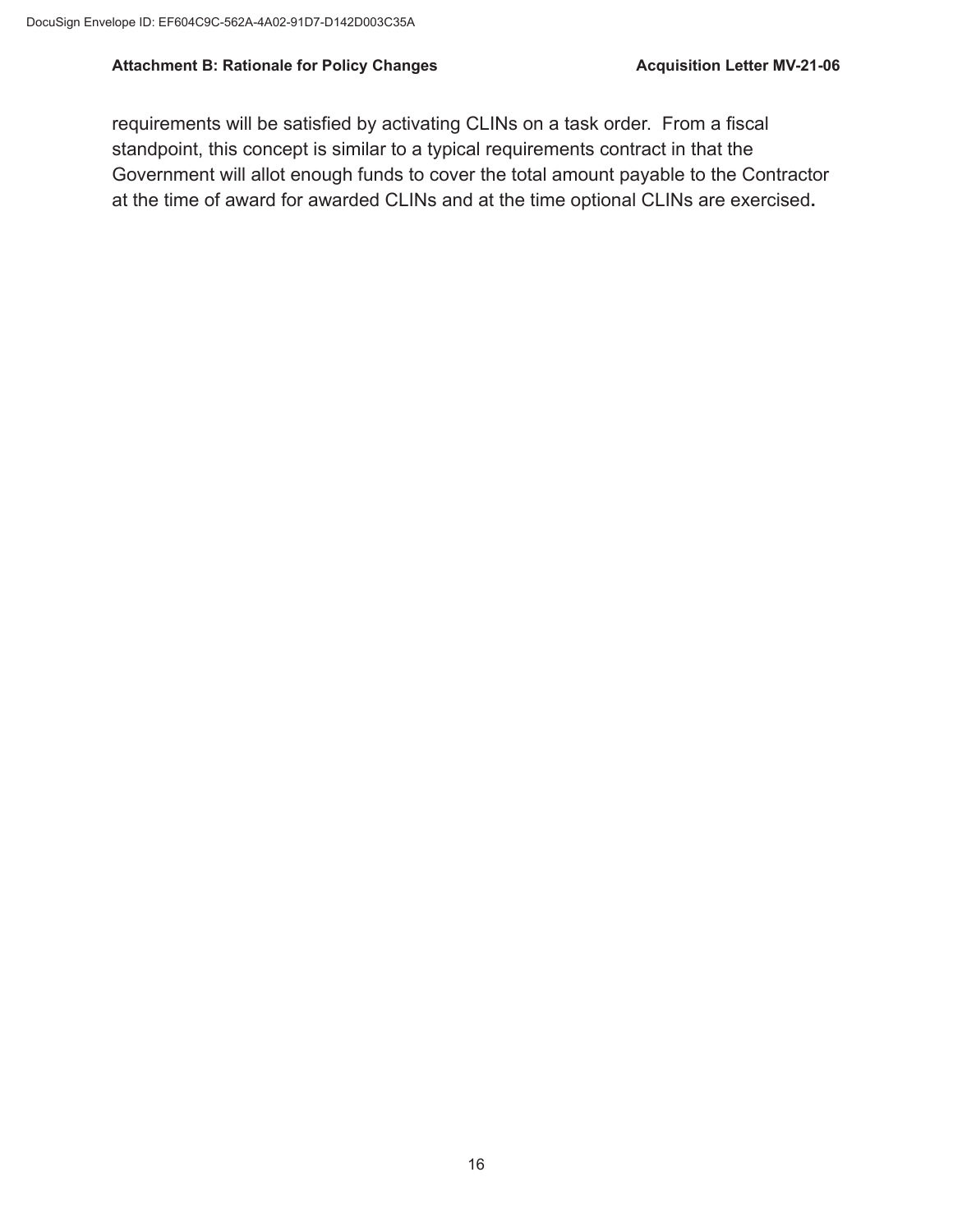requirements will be satisfied by activating CLINs on a task order. From a fiscal standpoint, this concept is similar to a typical requirements contract in that the Government will allot enough funds to cover the total amount payable to the Contractor at the time of award for awarded CLINs and at the time optional CLINs are exercised.